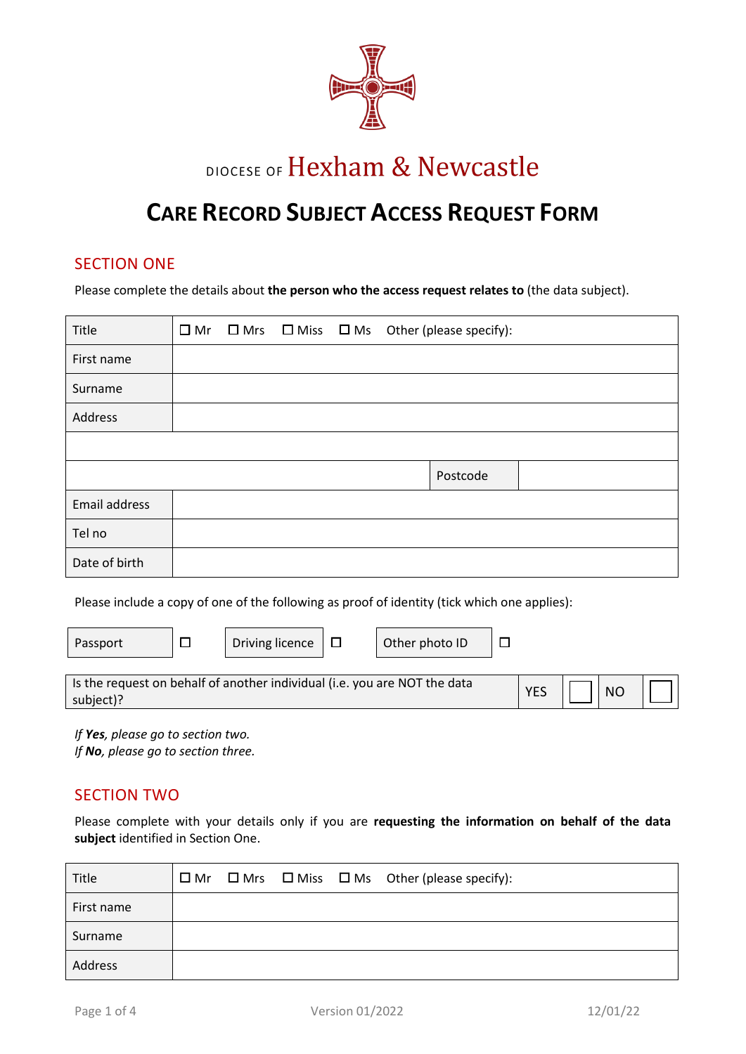DIOCESE OF Hexham & Newcastle

# CARE RECORD SUBJECT ACCESS REQUEST FORM

## SECTION ONE

Please complete the details about **the person who the access request relates to** (the data subject).

| Title | ☐ Mr ☐ Mrs ☐ Miss ☐ Ms Other (please specify): | | |
|---|---|---|---|
| First name | | | |
| Surname | | | |
| Address | | | |
| | | | |
| | | Postcode | |
| Email address | | | |
| Tel no | | | |
| Date of birth | | | |

Please include a copy of one of the following as proof of identity (tick which one applies):

| Passport | ☐ | Driving licence | ☐ | Other photo ID | ☐ |
|---|---|---|---|---|---|

| Is the request on behalf of another individual (i.e. you are NOT the data subject)? | YES | ☐ | NO | ☐ |
|---|---|---|---|---|

*If **Yes**, please go to section two.*
*If **No**, please go to section three.*

## SECTION TWO

Please complete with your details only if you are **requesting the information on behalf of the data subject** identified in Section One.

| Title | ☐ Mr ☐ Mrs ☐ Miss ☐ Ms Other (please specify): |
|---|---|
| First name | |
| Surname | |
| Address | |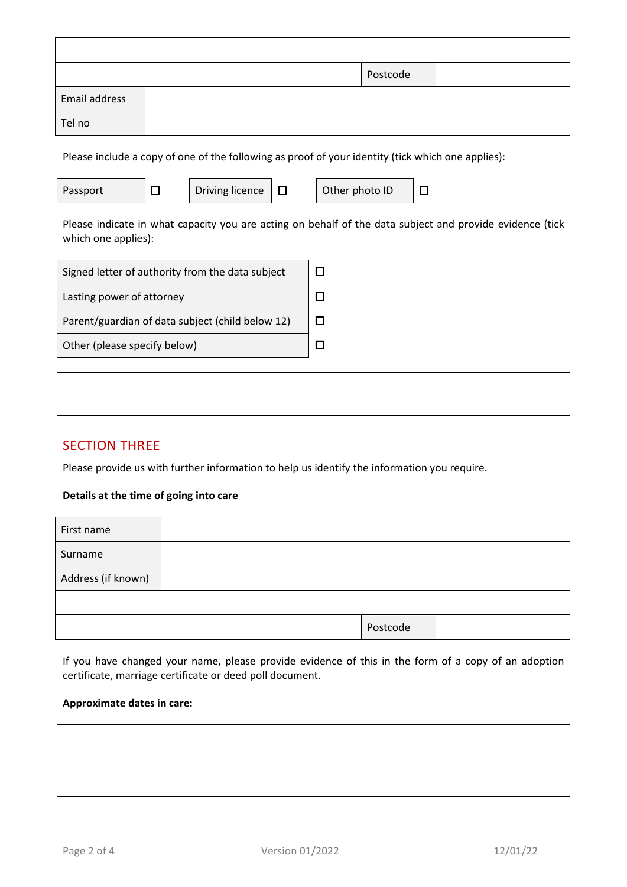| | | | |
|---|---|---|---|
| | | | |
| | | Postcode | |
| Email address | | | |
| Tel no | | | |

Please include a copy of one of the following as proof of your identity (tick which one applies):

| | | | | | |
|---|---|---|---|---|---|
| Passport | ☐ | Driving licence | ☐ | Other photo ID | ☐ |

Please indicate in what capacity you are acting on behalf of the data subject and provide evidence (tick which one applies):

| | |
|---|---|
| Signed letter of authority from the data subject | ☐ |
| Lasting power of attorney | ☐ |
| Parent/guardian of data subject (child below 12) | ☐ |
| Other (please specify below) | ☐ |

| |
|---|
| |

## SECTION THREE

Please provide us with further information to help us identify the information you require.

**Details at the time of going into care**

| | | | |
|---|---|---|---|
| First name | | | |
| Surname | | | |
| Address (if known) | | | |
| | | | |
| | | Postcode | |

If you have changed your name, please provide evidence of this in the form of a copy of an adoption certificate, marriage certificate or deed poll document.

**Approximate dates in care:**

| |
|---|
| |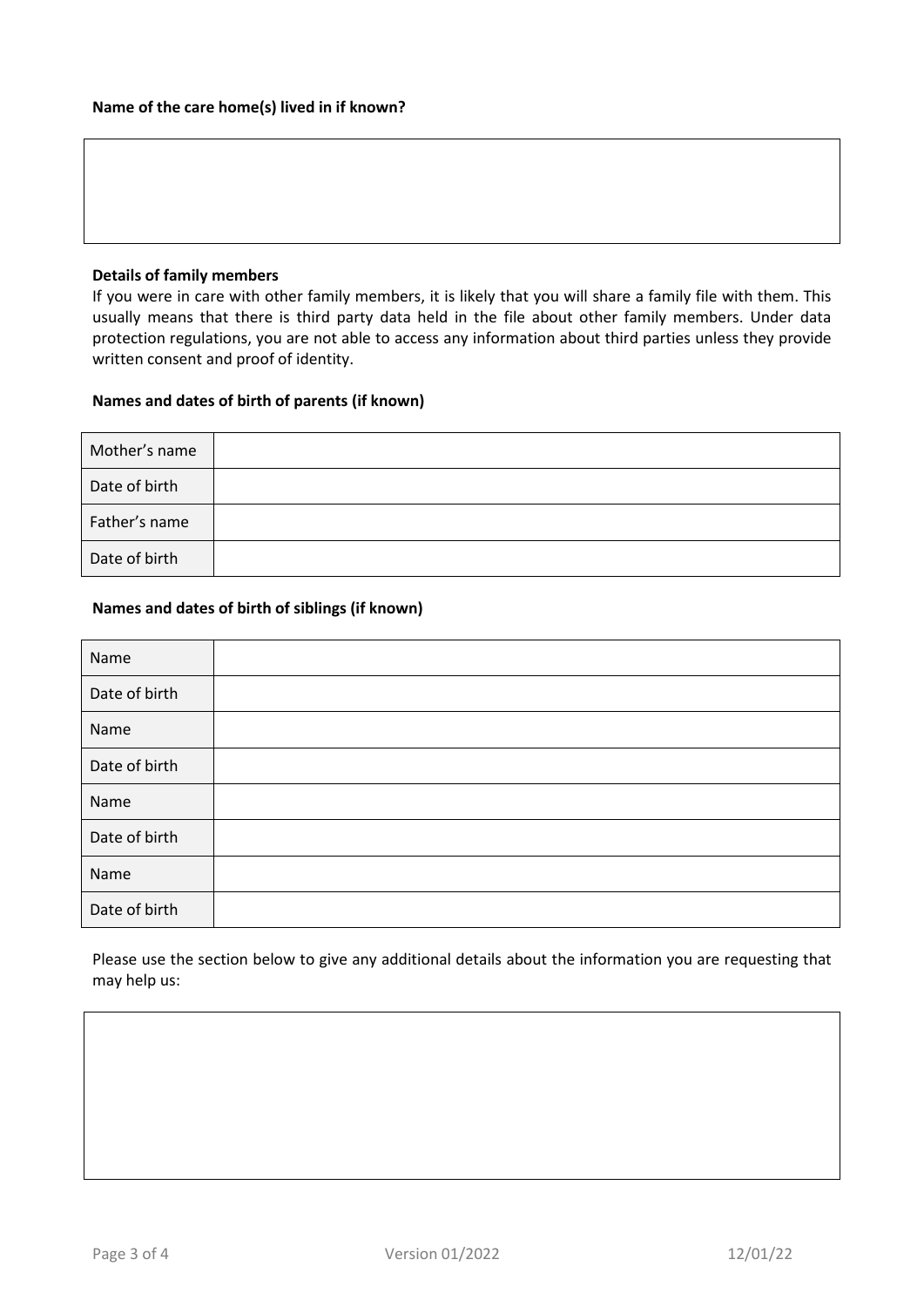**Name of the care home(s) lived in if known?**

| |
|---|
| |

**Details of family members**

If you were in care with other family members, it is likely that you will share a family file with them. This usually means that there is third party data held in the file about other family members. Under data protection regulations, you are not able to access any information about third parties unless they provide written consent and proof of identity.

**Names and dates of birth of parents (if known)**

| | |
|---|---|
| Mother's name | |
| Date of birth | |
| Father's name | |
| Date of birth | |

**Names and dates of birth of siblings (if known)**

| | |
|---|---|
| Name | |
| Date of birth | |
| Name | |
| Date of birth | |
| Name | |
| Date of birth | |
| Name | |
| Date of birth | |

Please use the section below to give any additional details about the information you are requesting that may help us:

| |
|---|
| |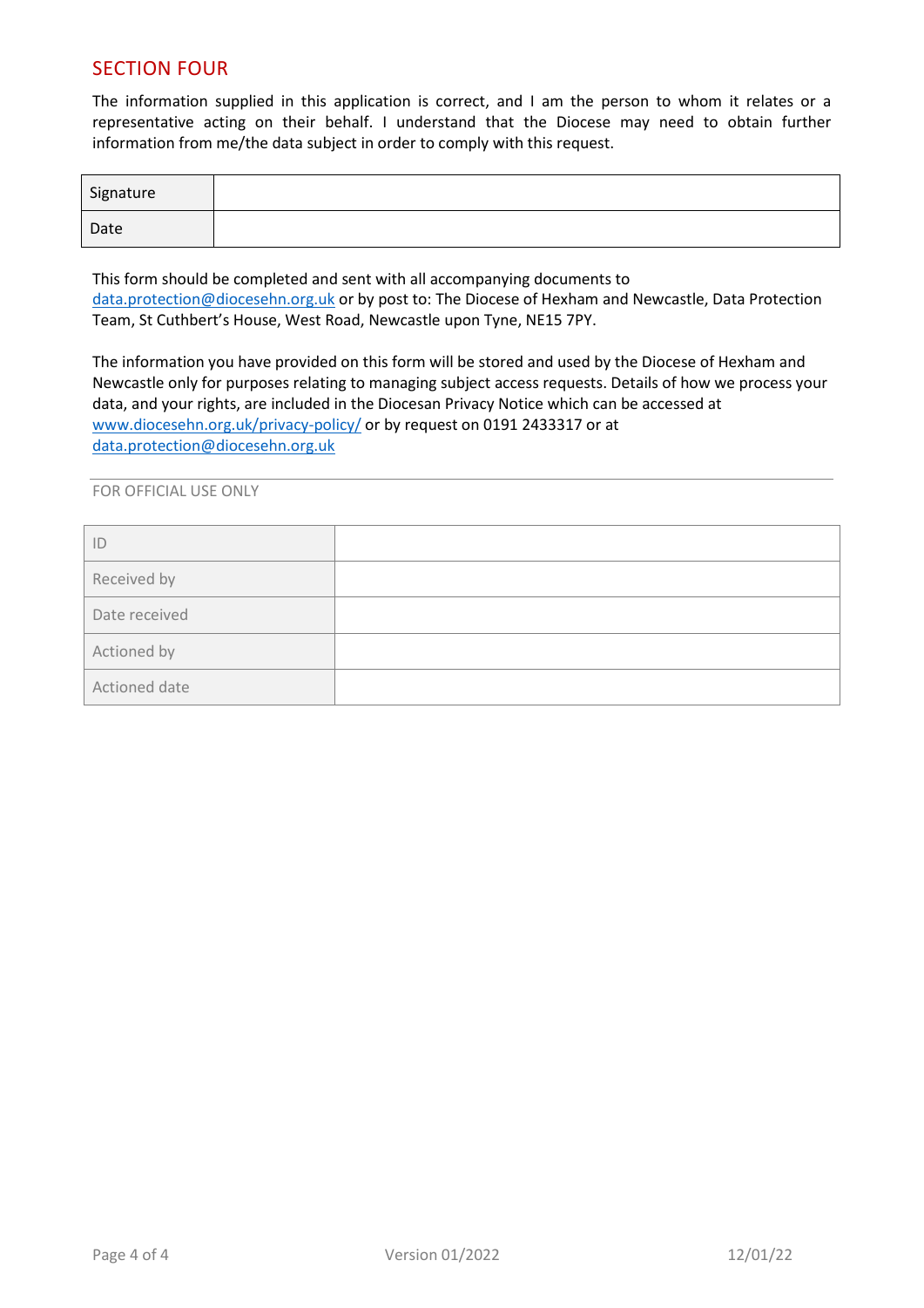## SECTION FOUR

The information supplied in this application is correct, and I am the person to whom it relates or a representative acting on their behalf. I understand that the Diocese may need to obtain further information from me/the data subject in order to comply with this request.

| | |
|---|---|
| Signature | |
| Date | |

This form should be completed and sent with all accompanying documents to data.protection@diocesehn.org.uk or by post to: The Diocese of Hexham and Newcastle, Data Protection Team, St Cuthbert's House, West Road, Newcastle upon Tyne, NE15 7PY.

The information you have provided on this form will be stored and used by the Diocese of Hexham and Newcastle only for purposes relating to managing subject access requests. Details of how we process your data, and your rights, are included in the Diocesan Privacy Notice which can be accessed at www.diocesehn.org.uk/privacy-policy/ or by request on 0191 2433317 or at data.protection@diocesehn.org.uk

---

FOR OFFICIAL USE ONLY

| | |
|---|---|
| ID | |
| Received by | |
| Date received | |
| Actioned by | |
| Actioned date | |